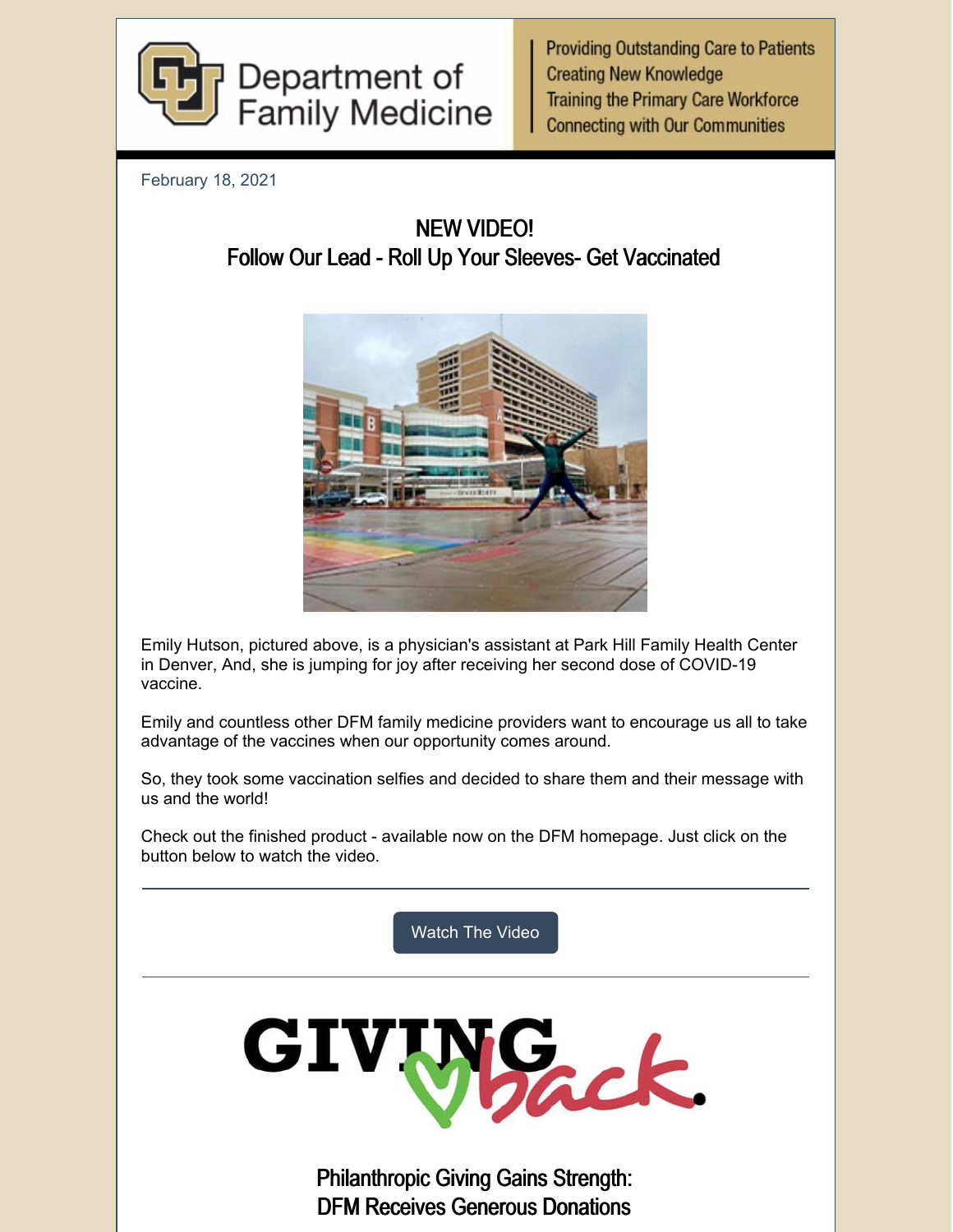Department of Family Medicine

Providing Outstanding Care to Patients
Creating New Knowledge
Training the Primary Care Workforce
Connecting with Our Communities

February 18, 2021

## NEW VIDEO!
## Follow Our Lead - Roll Up Your Sleeves- Get Vaccinated

Emily Hutson, pictured above, is a physician's assistant at Park Hill Family Health Center in Denver, And, she is jumping for joy after receiving her second dose of COVID-19 vaccine.

Emily and countless other DFM family medicine providers want to encourage us all to take advantage of the vaccines when our opportunity comes around.

So, they took some vaccination selfies and decided to share them and their message with us and the world!

Check out the finished product - available now on the DFM homepage. Just click on the button below to watch the video.

---

Watch The Video

---

GIVING back.

## Philanthropic Giving Gains Strength: DFM Receives Generous Donations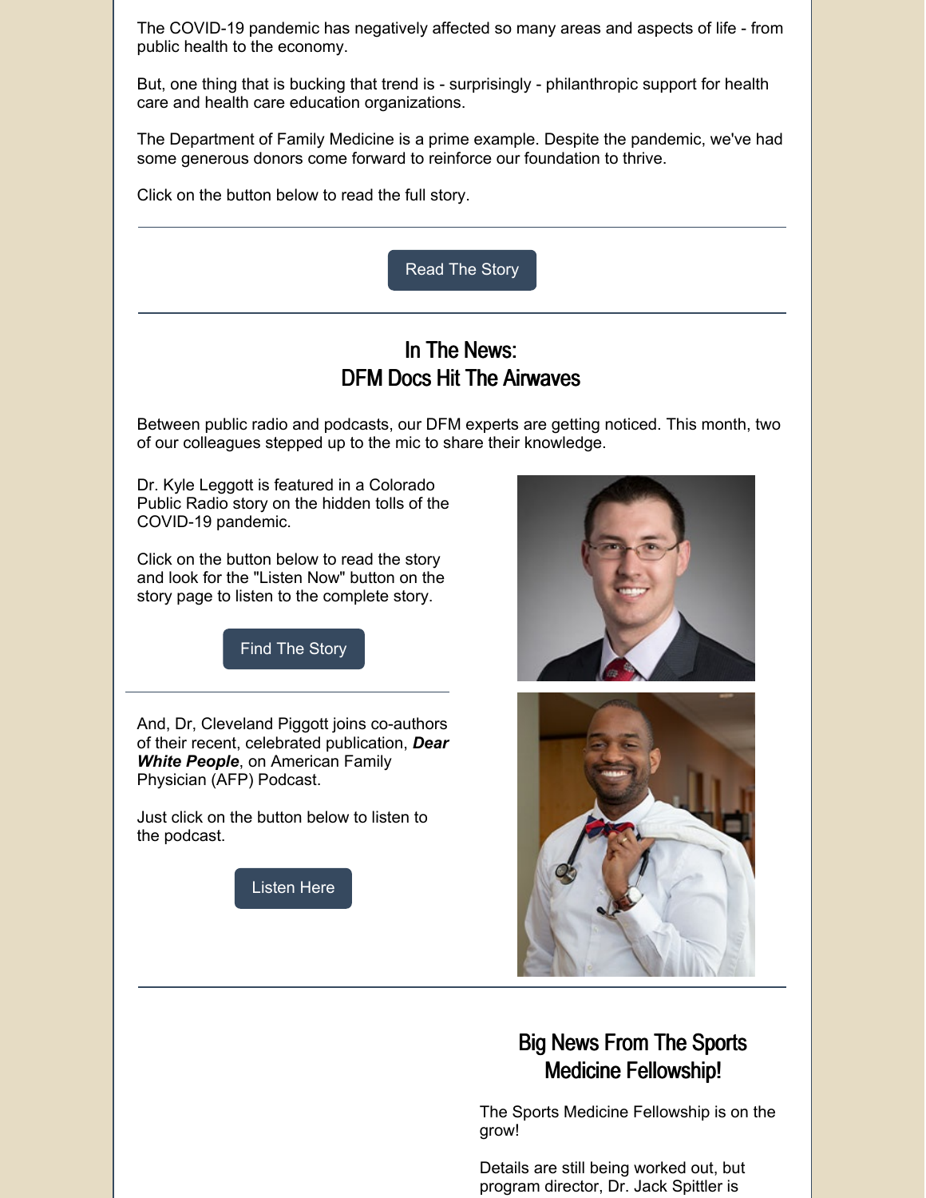The COVID-19 pandemic has negatively affected so many areas and aspects of life - from public health to the economy.

But, one thing that is bucking that trend is - surprisingly - philanthropic support for health care and health care education organizations.

The Department of Family Medicine is a prime example. Despite the pandemic, we've had some generous donors come forward to reinforce our foundation to thrive.

Click on the button below to read the full story.

Read The Story

## In The News: DFM Docs Hit The Airwaves

Between public radio and podcasts, our DFM experts are getting noticed. This month, two of our colleagues stepped up to the mic to share their knowledge.

Dr. Kyle Leggott is featured in a Colorado Public Radio story on the hidden tolls of the COVID-19 pandemic.

Click on the button below to read the story and look for the "Listen Now" button on the story page to listen to the complete story.

Find The Story

And, Dr, Cleveland Piggott joins co-authors of their recent, celebrated publication, ***Dear White People***, on American Family Physician (AFP) Podcast.

Just click on the button below to listen to the podcast.

Listen Here

## Big News From The Sports Medicine Fellowship!

The Sports Medicine Fellowship is on the grow!

Details are still being worked out, but program director, Dr. Jack Spittler is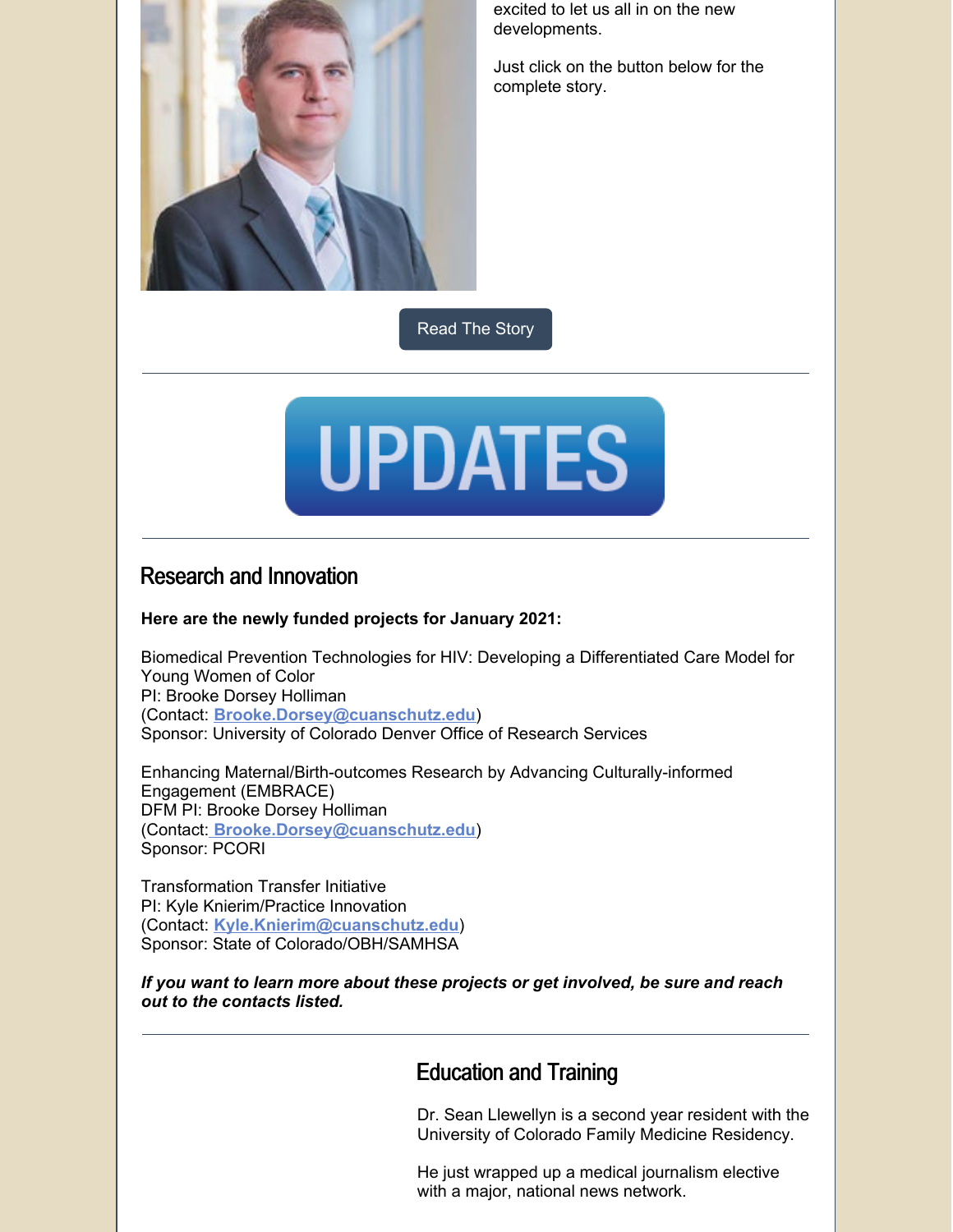excited to let us all in on the new developments.

Just click on the button below for the complete story.

Read The Story

---

UPDATES

---

## Research and Innovation

**Here are the newly funded projects for January 2021:**

Biomedical Prevention Technologies for HIV: Developing a Differentiated Care Model for Young Women of Color
PI: Brooke Dorsey Holliman
(Contact: **Brooke.Dorsey@cuanschutz.edu**)
Sponsor: University of Colorado Denver Office of Research Services

Enhancing Maternal/Birth-outcomes Research by Advancing Culturally-informed Engagement (EMBRACE)
DFM PI: Brooke Dorsey Holliman
(Contact: **Brooke.Dorsey@cuanschutz.edu**)
Sponsor: PCORI

Transformation Transfer Initiative
PI: Kyle Knierim/Practice Innovation
(Contact: **Kyle.Knierim@cuanschutz.edu**)
Sponsor: State of Colorado/OBH/SAMHSA

***If you want to learn more about these projects or get involved, be sure and reach out to the contacts listed.***

---

## Education and Training

Dr. Sean Llewellyn is a second year resident with the University of Colorado Family Medicine Residency.

He just wrapped up a medical journalism elective with a major, national news network.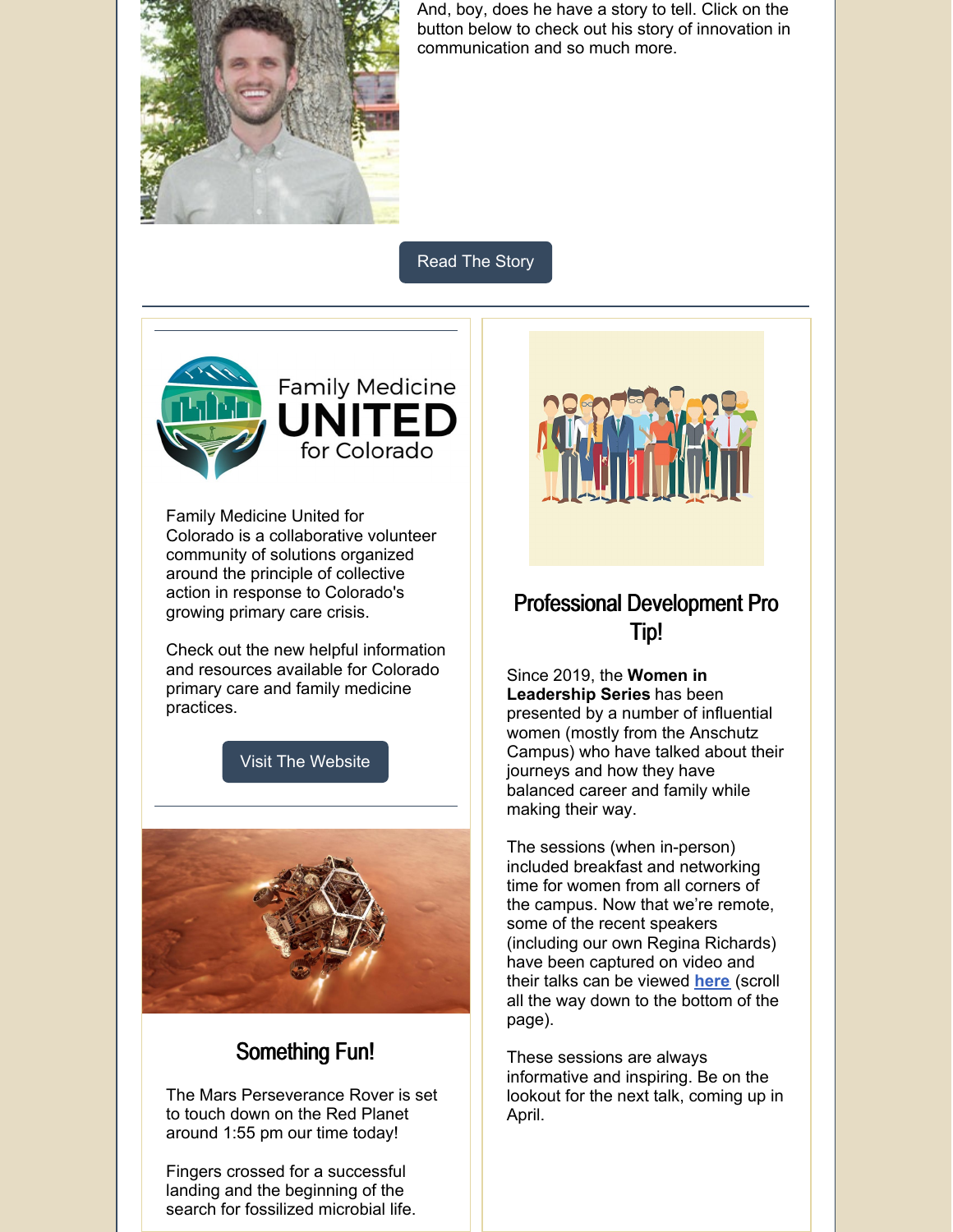And, boy, does he have a story to tell. Click on the button below to check out his story of innovation in communication and so much more.

Read The Story

Family Medicine UNITED for Colorado

Family Medicine United for Colorado is a collaborative volunteer community of solutions organized around the principle of collective action in response to Colorado's growing primary care crisis.

Check out the new helpful information and resources available for Colorado primary care and family medicine practices.

Visit The Website

## Something Fun!

The Mars Perseverance Rover is set to touch down on the Red Planet around 1:55 pm our time today!

Fingers crossed for a successful landing and the beginning of the search for fossilized microbial life.

## Professional Development Pro Tip!

Since 2019, the **Women in Leadership Series** has been presented by a number of influential women (mostly from the Anschutz Campus) who have talked about their journeys and how they have balanced career and family while making their way.

The sessions (when in-person) included breakfast and networking time for women from all corners of the campus. Now that we're remote, some of the recent speakers (including our own Regina Richards) have been captured on video and their talks can be viewed **here** (scroll all the way down to the bottom of the page).

These sessions are always informative and inspiring. Be on the lookout for the next talk, coming up in April.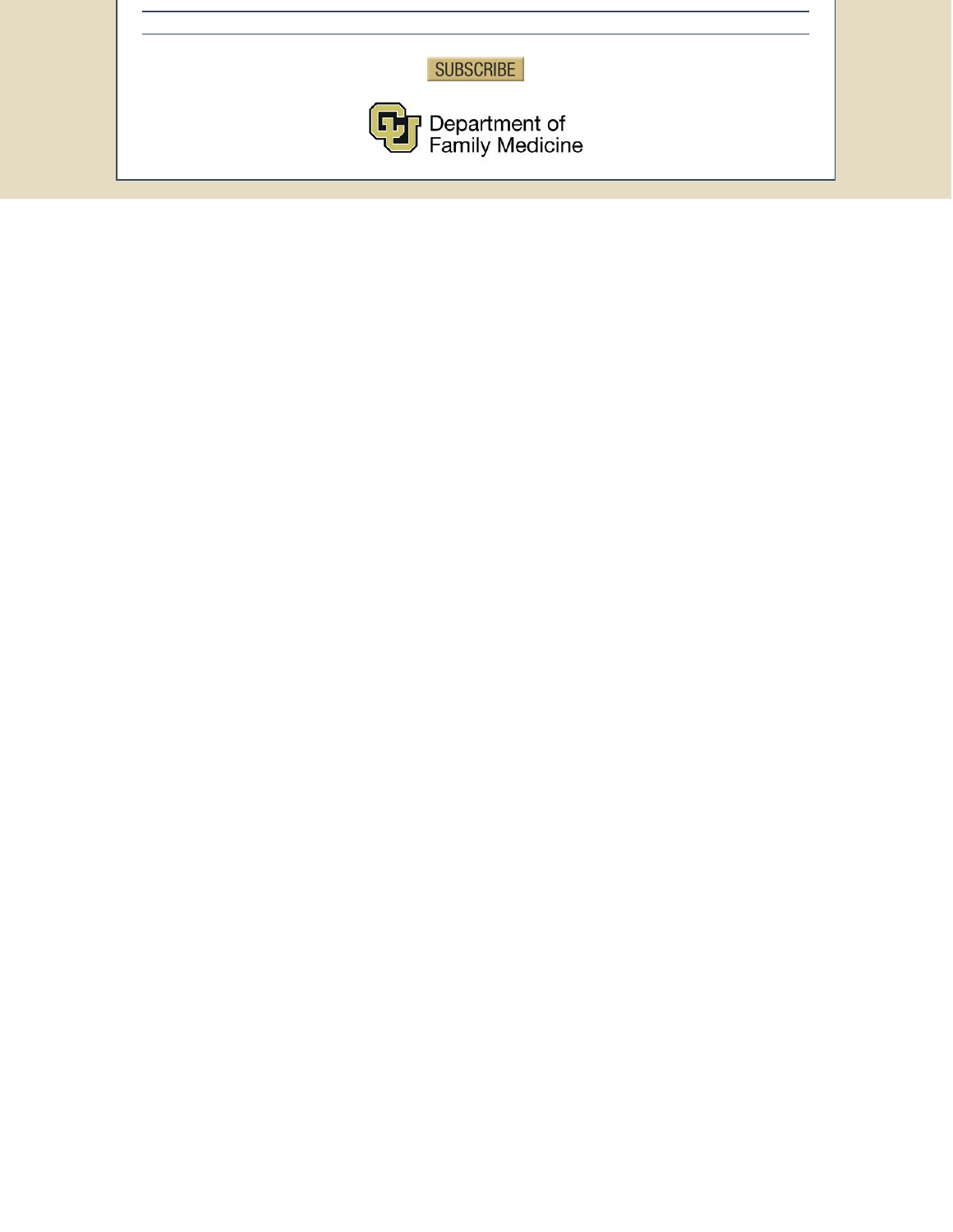SUBSCRIBE

Department of Family Medicine